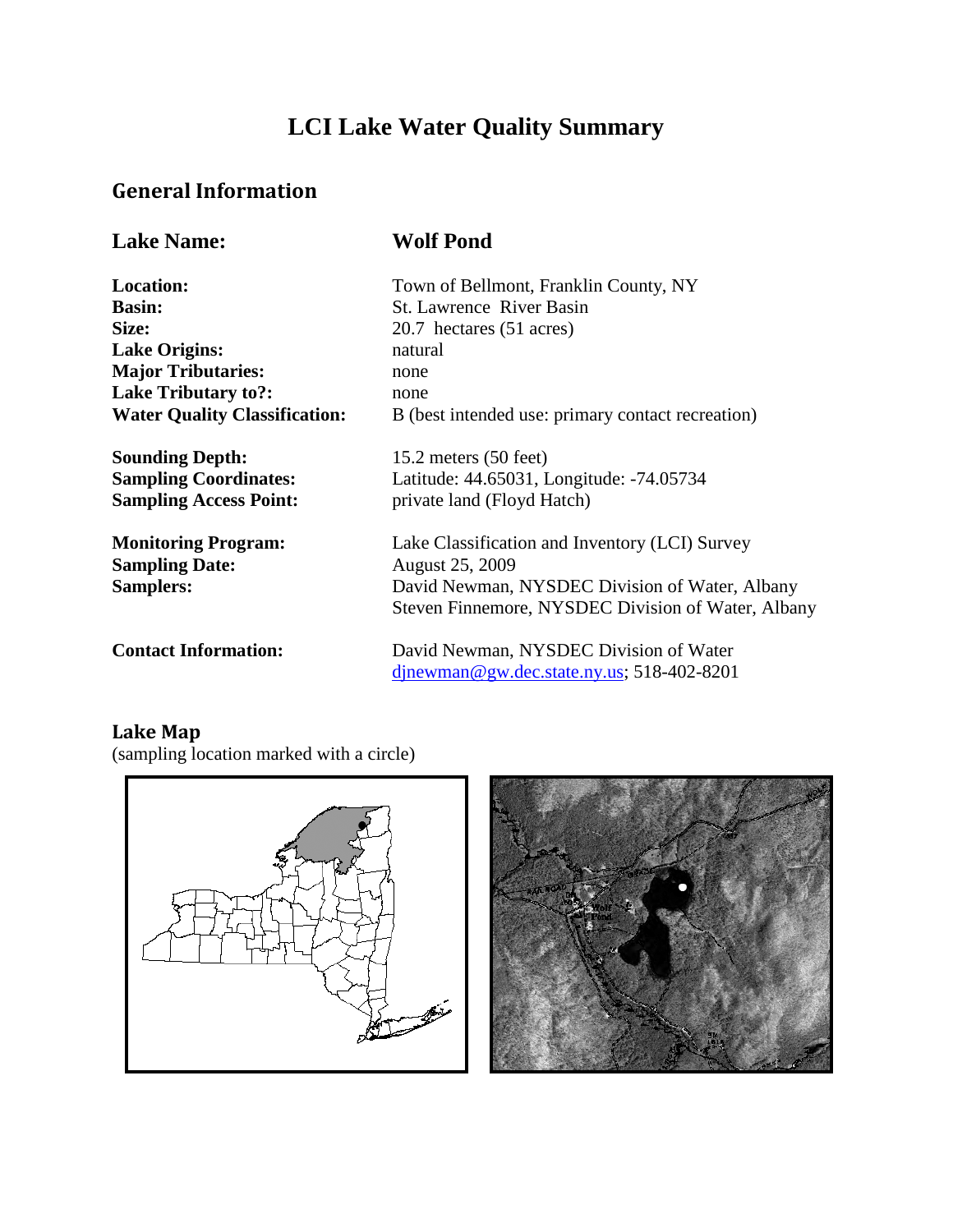# LCI Lake Water Quality Summary

## General Information

### Lake Name: Wolf Pond

**Location:** Town of Bellmont, Franklin County, NY
**Basin:** St. Lawrence River Basin
**Size:** 20.7 hectares (51 acres)
**Lake Origins:** natural
**Major Tributaries:** none
**Lake Tributary to?:** none
**Water Quality Classification:** B (best intended use: primary contact recreation)

**Sounding Depth:** 15.2 meters (50 feet)
**Sampling Coordinates:** Latitude: 44.65031, Longitude: -74.05734
**Sampling Access Point:** private land (Floyd Hatch)

**Monitoring Program:** Lake Classification and Inventory (LCI) Survey
**Sampling Date:** August 25, 2009
**Samplers:** David Newman, NYSDEC Division of Water, Albany
Steven Finnemore, NYSDEC Division of Water, Albany

**Contact Information:** David Newman, NYSDEC Division of Water
[djnewman@gw.dec.state.ny.us](mailto:djnewman@gw.dec.state.ny.us); 518-402-8201

### Lake Map

(sampling location marked with a circle)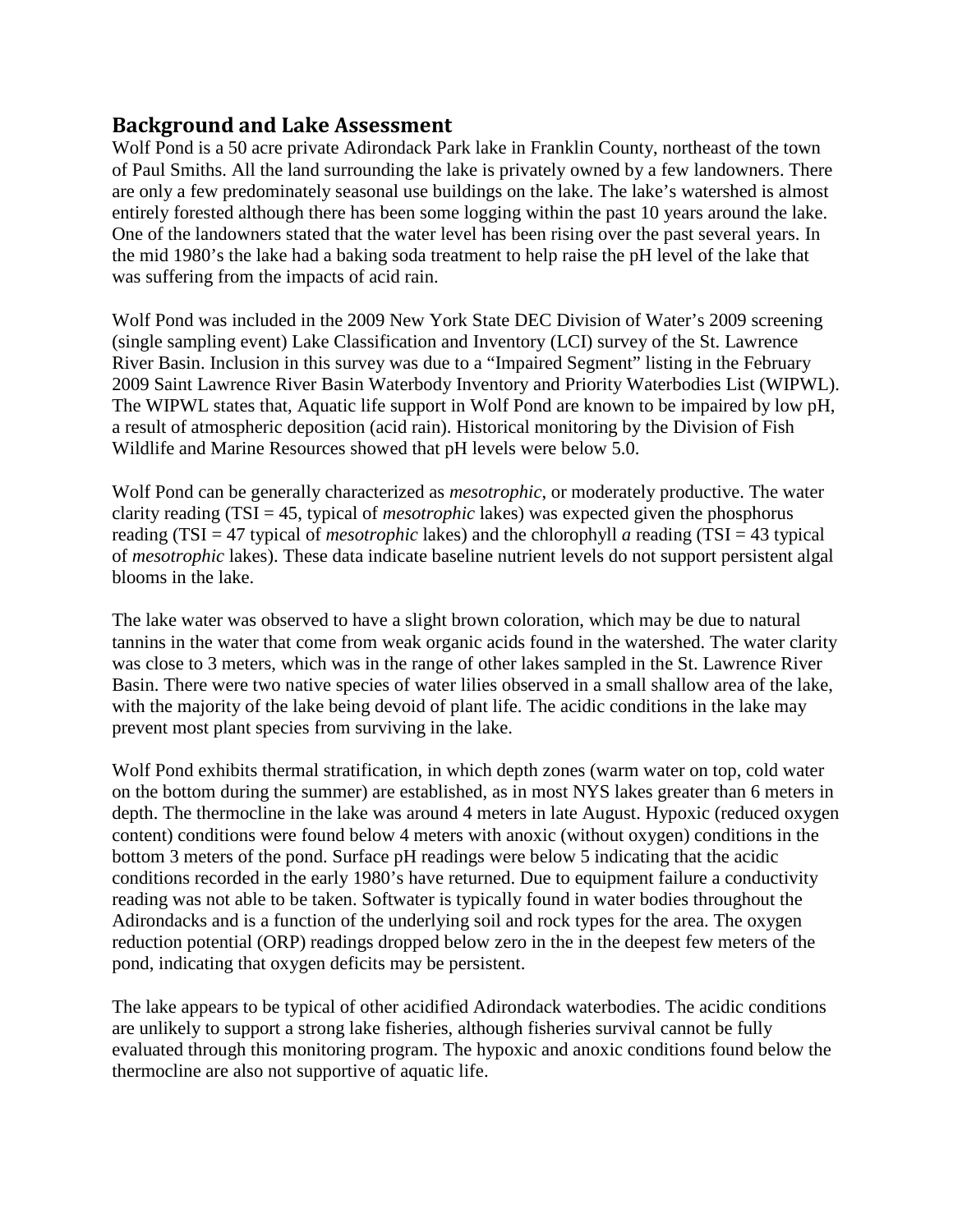## Background and Lake Assessment

Wolf Pond is a 50 acre private Adirondack Park lake in Franklin County, northeast of the town of Paul Smiths. All the land surrounding the lake is privately owned by a few landowners. There are only a few predominately seasonal use buildings on the lake. The lake's watershed is almost entirely forested although there has been some logging within the past 10 years around the lake. One of the landowners stated that the water level has been rising over the past several years. In the mid 1980's the lake had a baking soda treatment to help raise the pH level of the lake that was suffering from the impacts of acid rain.

Wolf Pond was included in the 2009 New York State DEC Division of Water's 2009 screening (single sampling event) Lake Classification and Inventory (LCI) survey of the St. Lawrence River Basin. Inclusion in this survey was due to a "Impaired Segment" listing in the February 2009 Saint Lawrence River Basin Waterbody Inventory and Priority Waterbodies List (WIPWL). The WIPWL states that, Aquatic life support in Wolf Pond are known to be impaired by low pH, a result of atmospheric deposition (acid rain). Historical monitoring by the Division of Fish Wildlife and Marine Resources showed that pH levels were below 5.0.

Wolf Pond can be generally characterized as *mesotrophic*, or moderately productive. The water clarity reading (TSI = 45, typical of *mesotrophic* lakes) was expected given the phosphorus reading (TSI = 47 typical of *mesotrophic* lakes) and the chlorophyll *a* reading (TSI = 43 typical of *mesotrophic* lakes). These data indicate baseline nutrient levels do not support persistent algal blooms in the lake.

The lake water was observed to have a slight brown coloration, which may be due to natural tannins in the water that come from weak organic acids found in the watershed. The water clarity was close to 3 meters, which was in the range of other lakes sampled in the St. Lawrence River Basin. There were two native species of water lilies observed in a small shallow area of the lake, with the majority of the lake being devoid of plant life. The acidic conditions in the lake may prevent most plant species from surviving in the lake.

Wolf Pond exhibits thermal stratification, in which depth zones (warm water on top, cold water on the bottom during the summer) are established, as in most NYS lakes greater than 6 meters in depth. The thermocline in the lake was around 4 meters in late August. Hypoxic (reduced oxygen content) conditions were found below 4 meters with anoxic (without oxygen) conditions in the bottom 3 meters of the pond. Surface pH readings were below 5 indicating that the acidic conditions recorded in the early 1980's have returned. Due to equipment failure a conductivity reading was not able to be taken. Softwater is typically found in water bodies throughout the Adirondacks and is a function of the underlying soil and rock types for the area. The oxygen reduction potential (ORP) readings dropped below zero in the in the deepest few meters of the pond, indicating that oxygen deficits may be persistent.

The lake appears to be typical of other acidified Adirondack waterbodies. The acidic conditions are unlikely to support a strong lake fisheries, although fisheries survival cannot be fully evaluated through this monitoring program. The hypoxic and anoxic conditions found below the thermocline are also not supportive of aquatic life.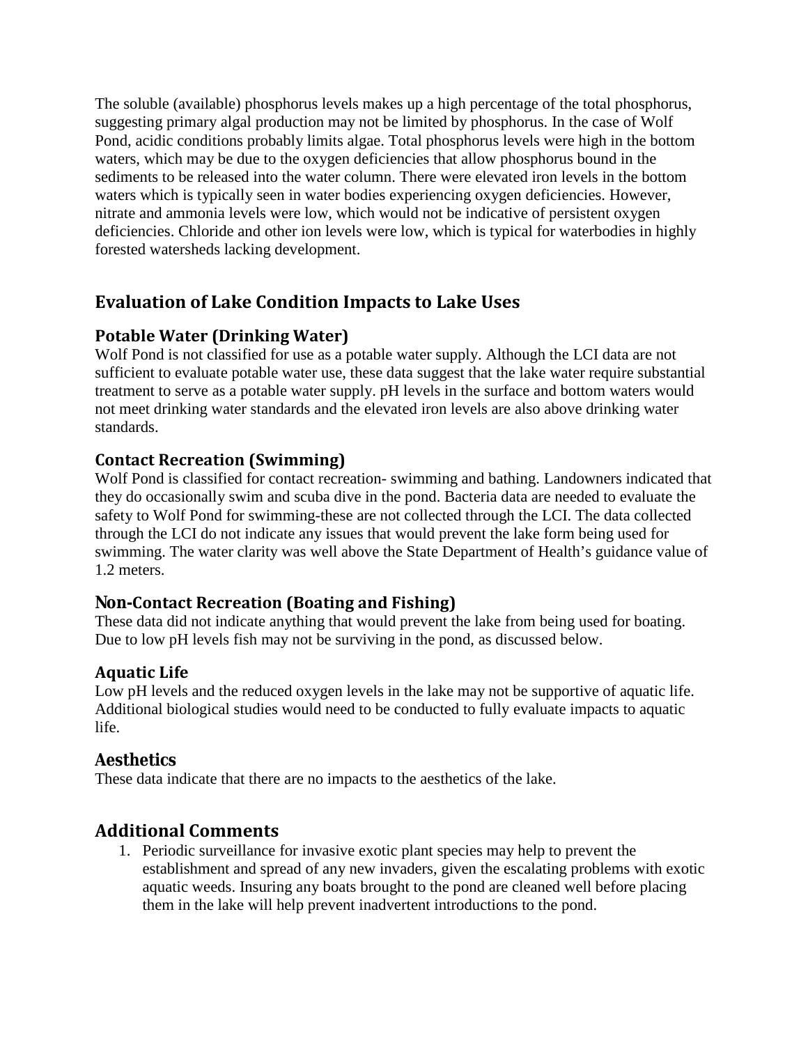The soluble (available) phosphorus levels makes up a high percentage of the total phosphorus, suggesting primary algal production may not be limited by phosphorus. In the case of Wolf Pond, acidic conditions probably limits algae. Total phosphorus levels were high in the bottom waters, which may be due to the oxygen deficiencies that allow phosphorus bound in the sediments to be released into the water column. There were elevated iron levels in the bottom waters which is typically seen in water bodies experiencing oxygen deficiencies. However, nitrate and ammonia levels were low, which would not be indicative of persistent oxygen deficiencies. Chloride and other ion levels were low, which is typical for waterbodies in highly forested watersheds lacking development.

## Evaluation of Lake Condition Impacts to Lake Uses

### Potable Water (Drinking Water)

Wolf Pond is not classified for use as a potable water supply. Although the LCI data are not sufficient to evaluate potable water use, these data suggest that the lake water require substantial treatment to serve as a potable water supply. pH levels in the surface and bottom waters would not meet drinking water standards and the elevated iron levels are also above drinking water standards.

### Contact Recreation (Swimming)

Wolf Pond is classified for contact recreation- swimming and bathing. Landowners indicated that they do occasionally swim and scuba dive in the pond. Bacteria data are needed to evaluate the safety to Wolf Pond for swimming-these are not collected through the LCI. The data collected through the LCI do not indicate any issues that would prevent the lake form being used for swimming. The water clarity was well above the State Department of Health's guidance value of 1.2 meters.

### Non-Contact Recreation (Boating and Fishing)

These data did not indicate anything that would prevent the lake from being used for boating. Due to low pH levels fish may not be surviving in the pond, as discussed below.

### Aquatic Life

Low pH levels and the reduced oxygen levels in the lake may not be supportive of aquatic life. Additional biological studies would need to be conducted to fully evaluate impacts to aquatic life.

### Aesthetics

These data indicate that there are no impacts to the aesthetics of the lake.

## Additional Comments

1. Periodic surveillance for invasive exotic plant species may help to prevent the establishment and spread of any new invaders, given the escalating problems with exotic aquatic weeds. Insuring any boats brought to the pond are cleaned well before placing them in the lake will help prevent inadvertent introductions to the pond.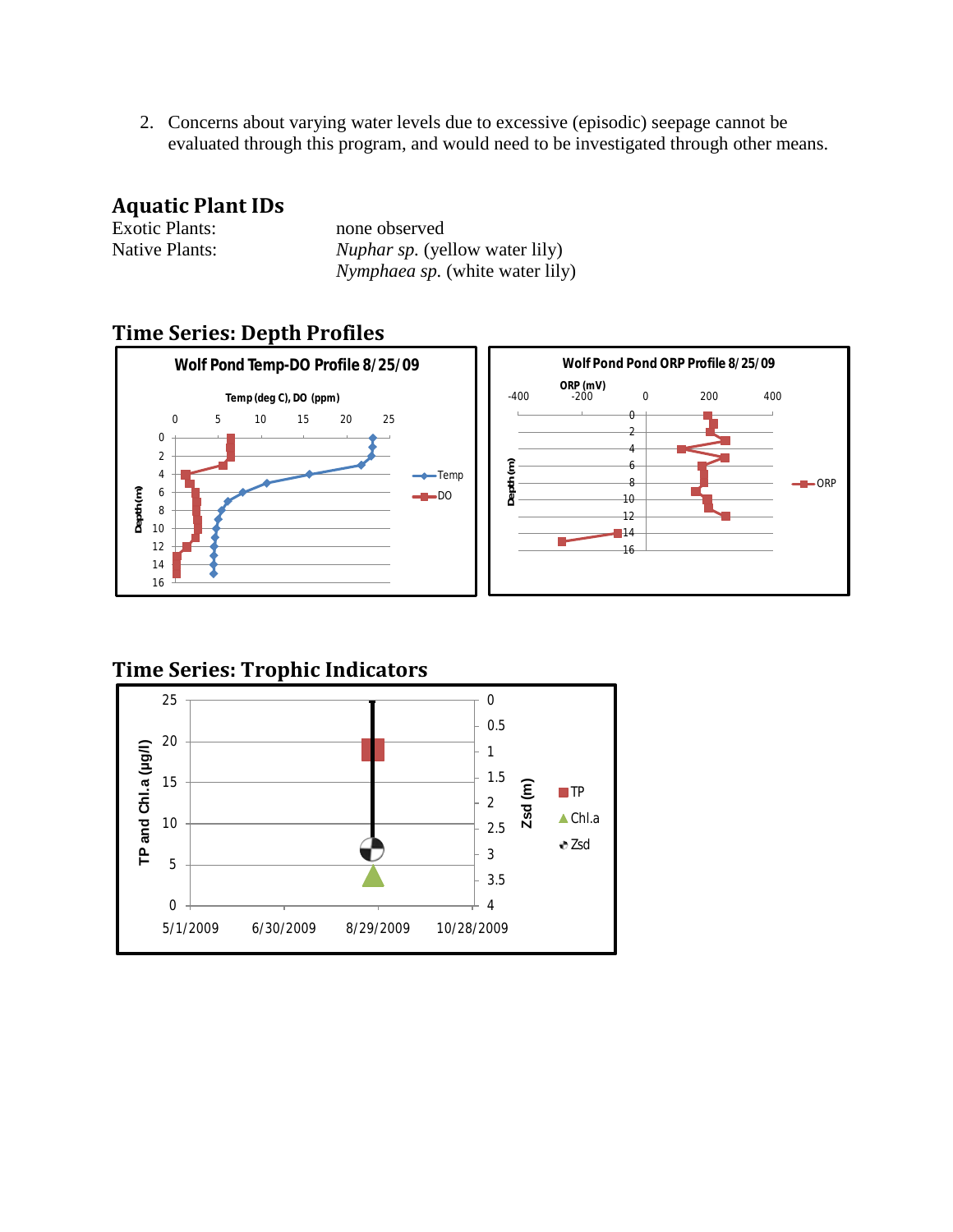2. Concerns about varying water levels due to excessive (episodic) seepage cannot be evaluated through this program, and would need to be investigated through other means.

## Aquatic Plant IDs

| | |
|---|---|
| Exotic Plants: | none observed |
| Native Plants: | *Nuphar sp.* (yellow water lily) |
| | *Nymphaea sp.* (white water lily) |

## Time Series: Depth Profiles

## Time Series: Trophic Indicators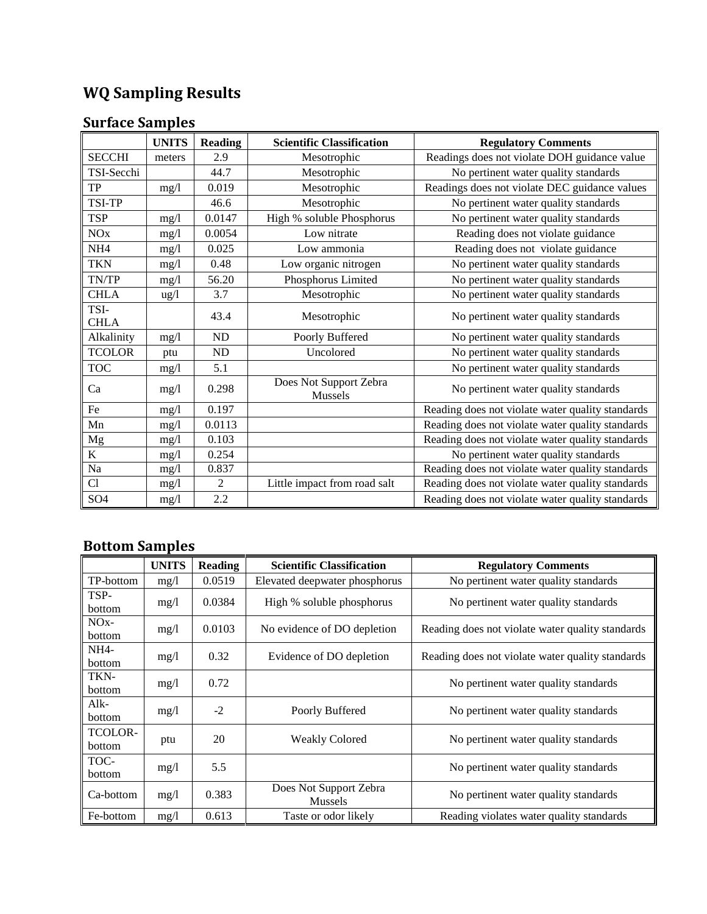# WQ Sampling Results

## Surface Samples

| | UNITS | Reading | Scientific Classification | Regulatory Comments |
|---|---|---|---|---|
| SECCHI | meters | 2.9 | Mesotrophic | Readings does not violate DOH guidance value |
| TSI-Secchi | | 44.7 | Mesotrophic | No pertinent water quality standards |
| TP | mg/l | 0.019 | Mesotrophic | Readings does not violate DEC guidance values |
| TSI-TP | | 46.6 | Mesotrophic | No pertinent water quality standards |
| TSP | mg/l | 0.0147 | High % soluble Phosphorus | No pertinent water quality standards |
| NOx | mg/l | 0.0054 | Low nitrate | Reading does not violate guidance |
| NH4 | mg/l | 0.025 | Low ammonia | Reading does not violate guidance |
| TKN | mg/l | 0.48 | Low organic nitrogen | No pertinent water quality standards |
| TN/TP | mg/l | 56.20 | Phosphorus Limited | No pertinent water quality standards |
| CHLA | ug/l | 3.7 | Mesotrophic | No pertinent water quality standards |
| TSI-CHLA | | 43.4 | Mesotrophic | No pertinent water quality standards |
| Alkalinity | mg/l | ND | Poorly Buffered | No pertinent water quality standards |
| TCOLOR | ptu | ND | Uncolored | No pertinent water quality standards |
| TOC | mg/l | 5.1 | | No pertinent water quality standards |
| Ca | mg/l | 0.298 | Does Not Support Zebra Mussels | No pertinent water quality standards |
| Fe | mg/l | 0.197 | | Reading does not violate water quality standards |
| Mn | mg/l | 0.0113 | | Reading does not violate water quality standards |
| Mg | mg/l | 0.103 | | Reading does not violate water quality standards |
| K | mg/l | 0.254 | | No pertinent water quality standards |
| Na | mg/l | 0.837 | | Reading does not violate water quality standards |
| Cl | mg/l | 2 | Little impact from road salt | Reading does not violate water quality standards |
| SO4 | mg/l | 2.2 | | Reading does not violate water quality standards |

## Bottom Samples

| | UNITS | Reading | Scientific Classification | Regulatory Comments |
|---|---|---|---|---|
| TP-bottom | mg/l | 0.0519 | Elevated deepwater phosphorus | No pertinent water quality standards |
| TSP-bottom | mg/l | 0.0384 | High % soluble phosphorus | No pertinent water quality standards |
| NOx-bottom | mg/l | 0.0103 | No evidence of DO depletion | Reading does not violate water quality standards |
| NH4-bottom | mg/l | 0.32 | Evidence of DO depletion | Reading does not violate water quality standards |
| TKN-bottom | mg/l | 0.72 | | No pertinent water quality standards |
| Alk-bottom | mg/l | -2 | Poorly Buffered | No pertinent water quality standards |
| TCOLOR-bottom | ptu | 20 | Weakly Colored | No pertinent water quality standards |
| TOC-bottom | mg/l | 5.5 | | No pertinent water quality standards |
| Ca-bottom | mg/l | 0.383 | Does Not Support Zebra Mussels | No pertinent water quality standards |
| Fe-bottom | mg/l | 0.613 | Taste or odor likely | Reading violates water quality standards |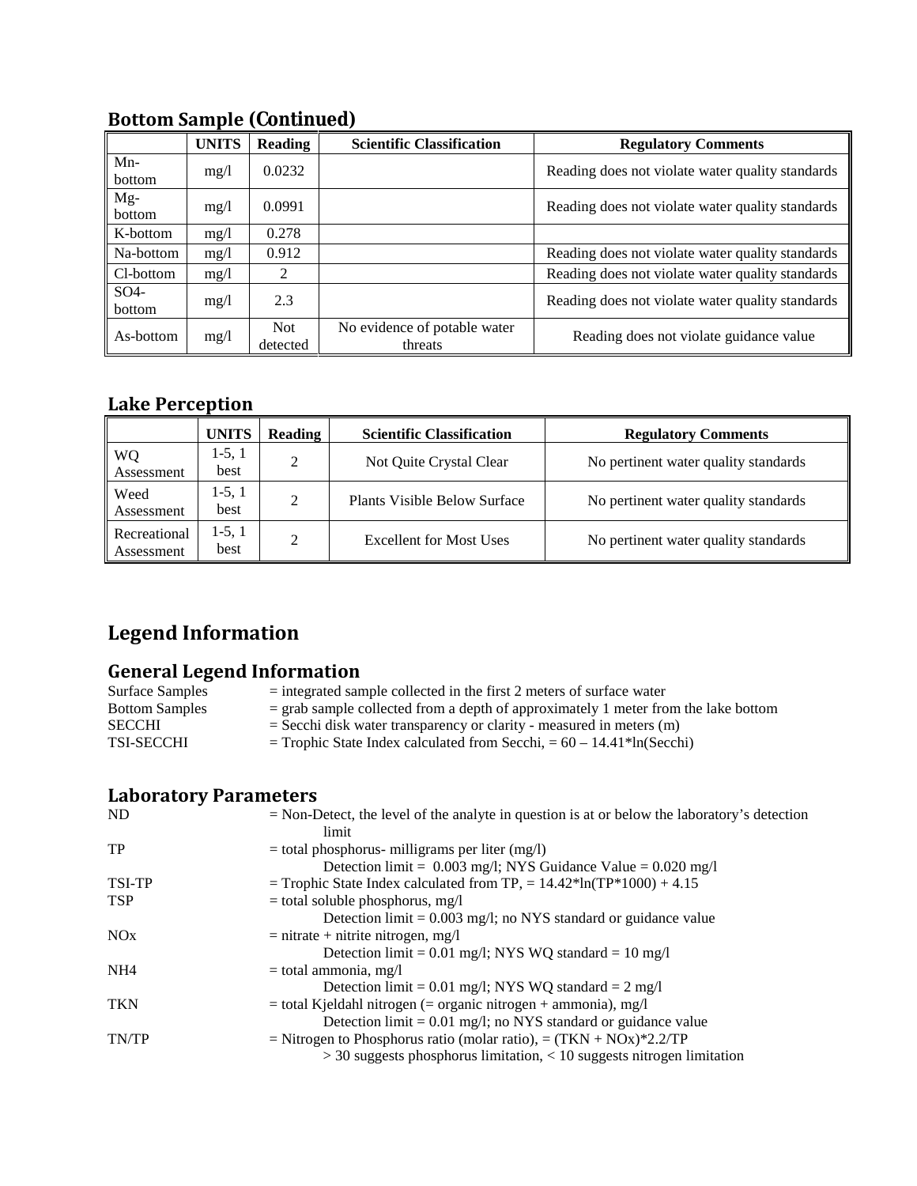## Bottom Sample (Continued)

| | UNITS | Reading | Scientific Classification | Regulatory Comments |
|---|---|---|---|---|
| Mn-bottom | mg/l | 0.0232 | | Reading does not violate water quality standards |
| Mg-bottom | mg/l | 0.0991 | | Reading does not violate water quality standards |
| K-bottom | mg/l | 0.278 | | |
| Na-bottom | mg/l | 0.912 | | Reading does not violate water quality standards |
| Cl-bottom | mg/l | 2 | | Reading does not violate water quality standards |
| SO4-bottom | mg/l | 2.3 | | Reading does not violate water quality standards |
| As-bottom | mg/l | Not detected | No evidence of potable water threats | Reading does not violate guidance value |

## Lake Perception

| | UNITS | Reading | Scientific Classification | Regulatory Comments |
|---|---|---|---|---|
| WQ Assessment | 1-5, 1 best | 2 | Not Quite Crystal Clear | No pertinent water quality standards |
| Weed Assessment | 1-5, 1 best | 2 | Plants Visible Below Surface | No pertinent water quality standards |
| Recreational Assessment | 1-5, 1 best | 2 | Excellent for Most Uses | No pertinent water quality standards |

# Legend Information

## General Legend Information

| | |
|---|---|
| Surface Samples | = integrated sample collected in the first 2 meters of surface water |
| Bottom Samples | = grab sample collected from a depth of approximately 1 meter from the lake bottom |
| SECCHI | = Secchi disk water transparency or clarity - measured in meters (m) |
| TSI-SECCHI | = Trophic State Index calculated from Secchi, = 60 – 14.41*ln(Secchi) |

## Laboratory Parameters

| | |
|---|---|
| ND | = Non-Detect, the level of the analyte in question is at or below the laboratory's detection limit |
| TP | = total phosphorus- milligrams per liter (mg/l)<br>Detection limit = 0.003 mg/l; NYS Guidance Value = 0.020 mg/l |
| TSI-TP | = Trophic State Index calculated from TP, = 14.42*ln(TP*1000) + 4.15 |
| TSP | = total soluble phosphorus, mg/l<br>Detection limit = 0.003 mg/l; no NYS standard or guidance value |
| NOx | = nitrate + nitrite nitrogen, mg/l<br>Detection limit = 0.01 mg/l; NYS WQ standard = 10 mg/l |
| NH4 | = total ammonia, mg/l<br>Detection limit = 0.01 mg/l; NYS WQ standard = 2 mg/l |
| TKN | = total Kjeldahl nitrogen (= organic nitrogen + ammonia), mg/l<br>Detection limit = 0.01 mg/l; no NYS standard or guidance value |
| TN/TP | = Nitrogen to Phosphorus ratio (molar ratio), = (TKN + NOx)*2.2/TP<br>> 30 suggests phosphorus limitation, < 10 suggests nitrogen limitation |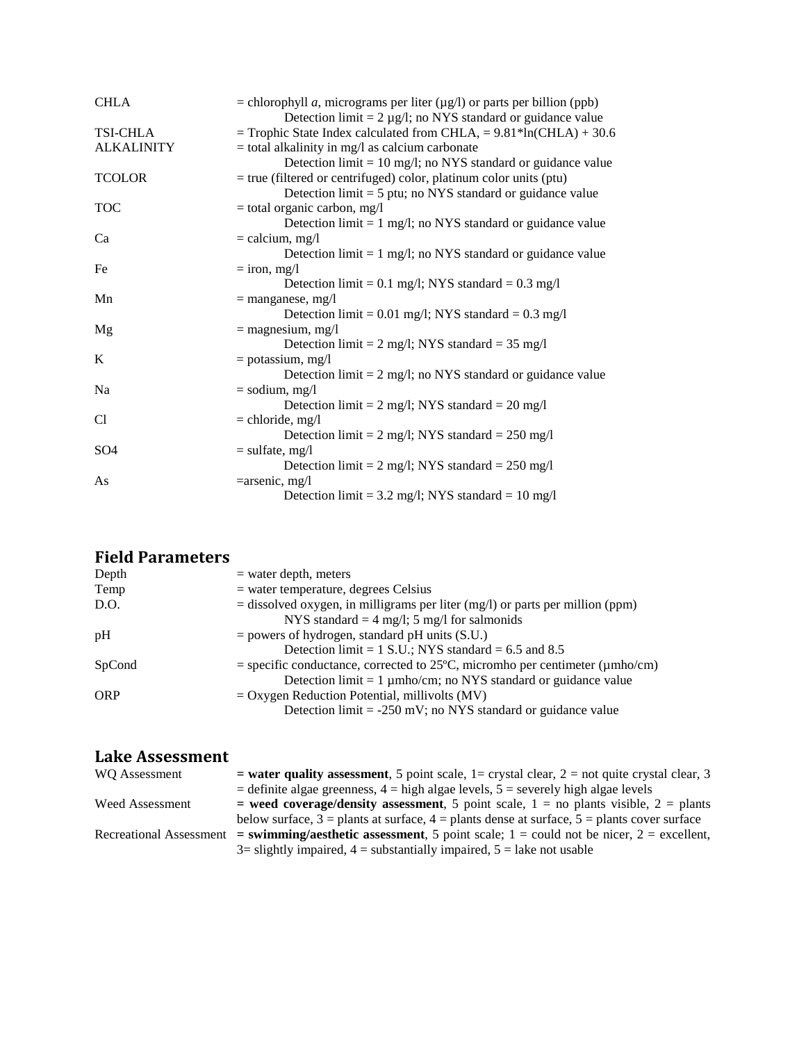| | |
|---|---|
| CHLA | = chlorophyll *a*, micrograms per liter (µg/l) or parts per billion (ppb)<br>Detection limit = 2 µg/l; no NYS standard or guidance value |
| TSI-CHLA | = Trophic State Index calculated from CHLA, = 9.81*ln(CHLA) + 30.6 |
| ALKALINITY | = total alkalinity in mg/l as calcium carbonate<br>Detection limit = 10 mg/l; no NYS standard or guidance value |
| TCOLOR | = true (filtered or centrifuged) color, platinum color units (ptu)<br>Detection limit = 5 ptu; no NYS standard or guidance value |
| TOC | = total organic carbon, mg/l<br>Detection limit = 1 mg/l; no NYS standard or guidance value |
| Ca | = calcium, mg/l<br>Detection limit = 1 mg/l; no NYS standard or guidance value |
| Fe | = iron, mg/l<br>Detection limit = 0.1 mg/l; NYS standard = 0.3 mg/l |
| Mn | = manganese, mg/l<br>Detection limit = 0.01 mg/l; NYS standard = 0.3 mg/l |
| Mg | = magnesium, mg/l<br>Detection limit = 2 mg/l; NYS standard = 35 mg/l |
| K | = potassium, mg/l<br>Detection limit = 2 mg/l; no NYS standard or guidance value |
| Na | = sodium, mg/l<br>Detection limit = 2 mg/l; NYS standard = 20 mg/l |
| Cl | = chloride, mg/l<br>Detection limit = 2 mg/l; NYS standard = 250 mg/l |
| SO4 | = sulfate, mg/l<br>Detection limit = 2 mg/l; NYS standard = 250 mg/l |
| As | =arsenic, mg/l<br>Detection limit = 3.2 mg/l; NYS standard = 10 mg/l |

## Field Parameters

| | |
|---|---|
| Depth | = water depth, meters |
| Temp | = water temperature, degrees Celsius |
| D.O. | = dissolved oxygen, in milligrams per liter (mg/l) or parts per million (ppm)<br>NYS standard = 4 mg/l; 5 mg/l for salmonids |
| pH | = powers of hydrogen, standard pH units (S.U.)<br>Detection limit = 1 S.U.; NYS standard = 6.5 and 8.5 |
| SpCond | = specific conductance, corrected to 25ºC, micromho per centimeter (µmho/cm)<br>Detection limit = 1 µmho/cm; no NYS standard or guidance value |
| ORP | = Oxygen Reduction Potential, millivolts (MV)<br>Detection limit = -250 mV; no NYS standard or guidance value |

## Lake Assessment

| | |
|---|---|
| WQ Assessment | **= water quality assessment**, 5 point scale, 1= crystal clear, 2 = not quite crystal clear, 3 = definite algae greenness, 4 = high algae levels, 5 = severely high algae levels |
| Weed Assessment | **= weed coverage/density assessment**, 5 point scale, 1 = no plants visible, 2 = plants below surface, 3 = plants at surface, 4 = plants dense at surface, 5 = plants cover surface |
| Recreational Assessment | **= swimming/aesthetic assessment**, 5 point scale; 1 = could not be nicer, 2 = excellent, 3= slightly impaired, 4 = substantially impaired, 5 = lake not usable |